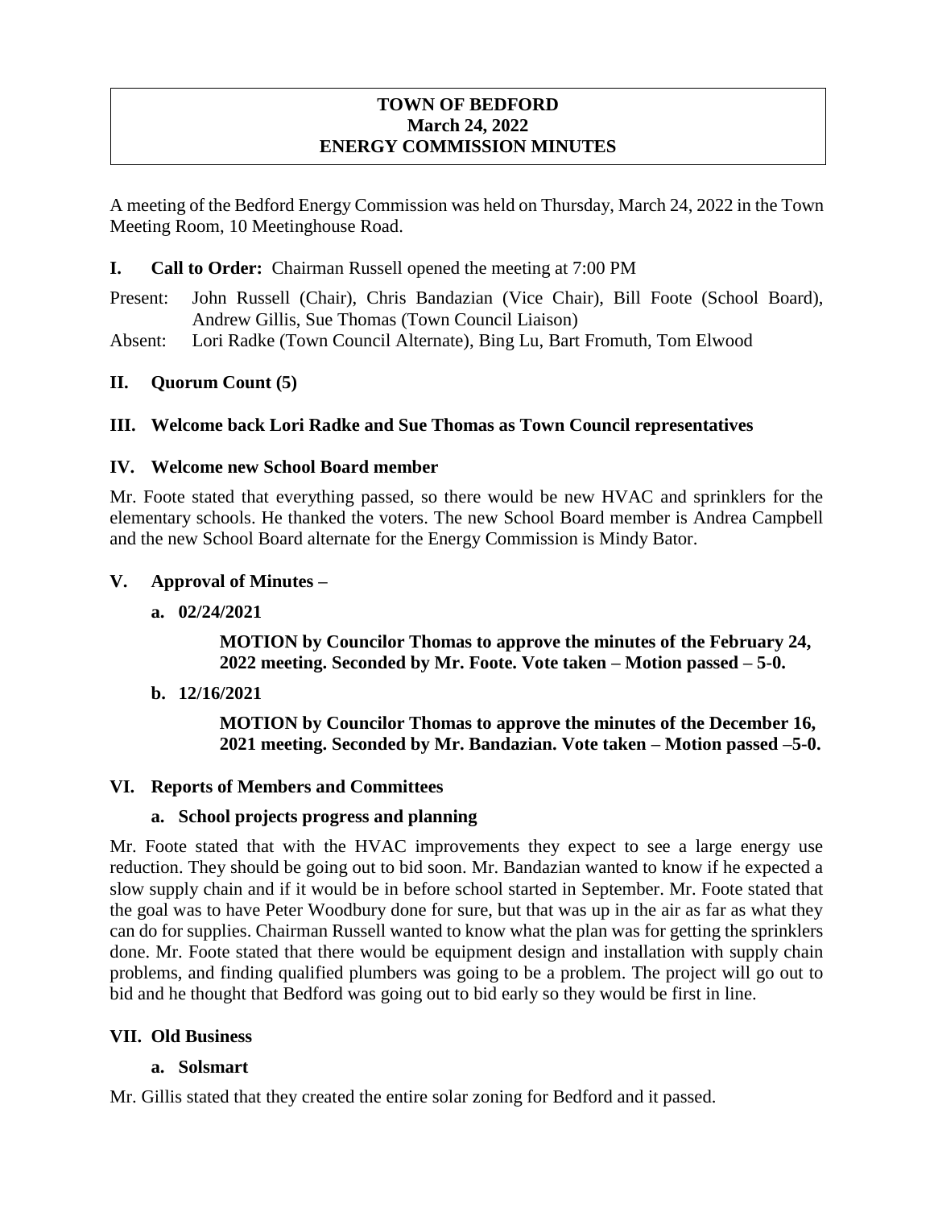# TOWN OF BEDFORD
## March 24, 2022
## ENERGY COMMISSION MINUTES

A meeting of the Bedford Energy Commission was held on Thursday, March 24, 2022 in the Town Meeting Room, 10 Meetinghouse Road.

**I. Call to Order:** Chairman Russell opened the meeting at 7:00 PM

Present: John Russell (Chair), Chris Bandazian (Vice Chair), Bill Foote (School Board), Andrew Gillis, Sue Thomas (Town Council Liaison)

Absent: Lori Radke (Town Council Alternate), Bing Lu, Bart Fromuth, Tom Elwood

**II. Quorum Count (5)**

**III. Welcome back Lori Radke and Sue Thomas as Town Council representatives**

**IV. Welcome new School Board member**

Mr. Foote stated that everything passed, so there would be new HVAC and sprinklers for the elementary schools. He thanked the voters. The new School Board member is Andrea Campbell and the new School Board alternate for the Energy Commission is Mindy Bator.

**V. Approval of Minutes –**

**a. 02/24/2021**

> **MOTION by Councilor Thomas to approve the minutes of the February 24, 2022 meeting. Seconded by Mr. Foote. Vote taken – Motion passed – 5-0.**

**b. 12/16/2021**

> **MOTION by Councilor Thomas to approve the minutes of the December 16, 2021 meeting. Seconded by Mr. Bandazian. Vote taken – Motion passed –5-0.**

**VI. Reports of Members and Committees**

**a. School projects progress and planning**

Mr. Foote stated that with the HVAC improvements they expect to see a large energy use reduction. They should be going out to bid soon. Mr. Bandazian wanted to know if he expected a slow supply chain and if it would be in before school started in September. Mr. Foote stated that the goal was to have Peter Woodbury done for sure, but that was up in the air as far as what they can do for supplies. Chairman Russell wanted to know what the plan was for getting the sprinklers done. Mr. Foote stated that there would be equipment design and installation with supply chain problems, and finding qualified plumbers was going to be a problem. The project will go out to bid and he thought that Bedford was going out to bid early so they would be first in line.

**VII. Old Business**

**a. Solsmart**

Mr. Gillis stated that they created the entire solar zoning for Bedford and it passed.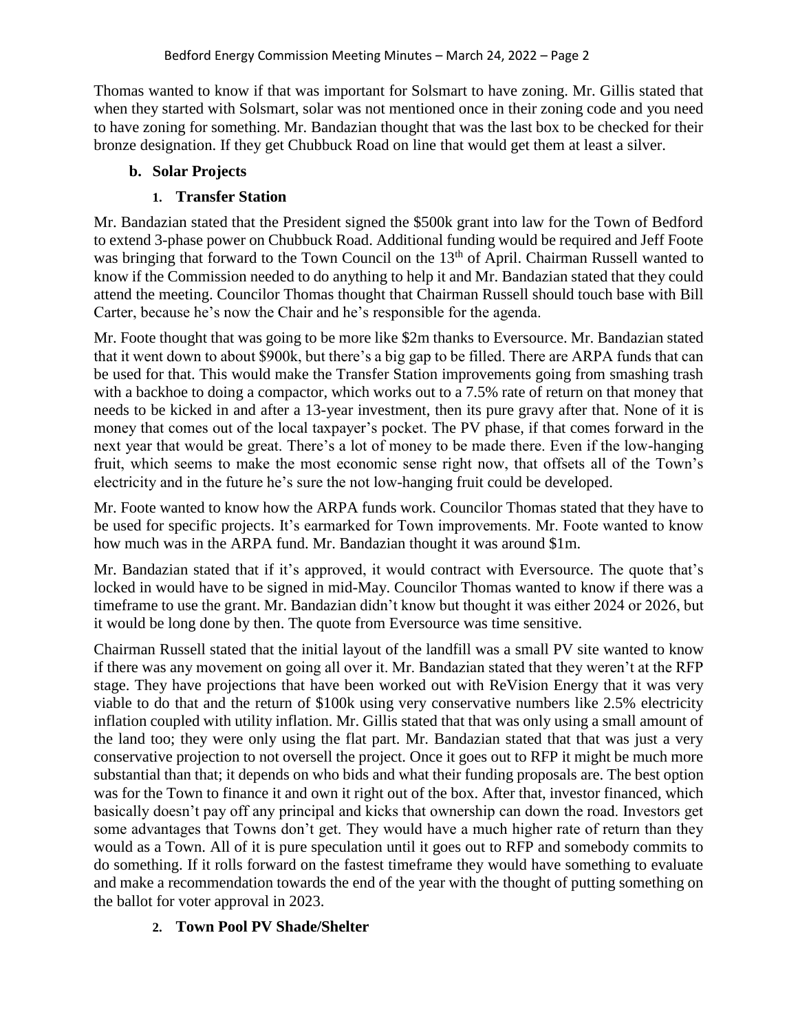Thomas wanted to know if that was important for Solsmart to have zoning. Mr. Gillis stated that when they started with Solsmart, solar was not mentioned once in their zoning code and you need to have zoning for something. Mr. Bandazian thought that was the last box to be checked for their bronze designation. If they get Chubbuck Road on line that would get them at least a silver.

### b. Solar Projects

#### 1. Transfer Station

Mr. Bandazian stated that the President signed the \$500k grant into law for the Town of Bedford to extend 3-phase power on Chubbuck Road. Additional funding would be required and Jeff Foote was bringing that forward to the Town Council on the 13th of April. Chairman Russell wanted to know if the Commission needed to do anything to help it and Mr. Bandazian stated that they could attend the meeting. Councilor Thomas thought that Chairman Russell should touch base with Bill Carter, because he's now the Chair and he's responsible for the agenda.

Mr. Foote thought that was going to be more like \$2m thanks to Eversource. Mr. Bandazian stated that it went down to about \$900k, but there's a big gap to be filled. There are ARPA funds that can be used for that. This would make the Transfer Station improvements going from smashing trash with a backhoe to doing a compactor, which works out to a 7.5% rate of return on that money that needs to be kicked in and after a 13-year investment, then its pure gravy after that. None of it is money that comes out of the local taxpayer's pocket. The PV phase, if that comes forward in the next year that would be great. There's a lot of money to be made there. Even if the low-hanging fruit, which seems to make the most economic sense right now, that offsets all of the Town's electricity and in the future he's sure the not low-hanging fruit could be developed.

Mr. Foote wanted to know how the ARPA funds work. Councilor Thomas stated that they have to be used for specific projects. It's earmarked for Town improvements. Mr. Foote wanted to know how much was in the ARPA fund. Mr. Bandazian thought it was around \$1m.

Mr. Bandazian stated that if it's approved, it would contract with Eversource. The quote that's locked in would have to be signed in mid-May. Councilor Thomas wanted to know if there was a timeframe to use the grant. Mr. Bandazian didn't know but thought it was either 2024 or 2026, but it would be long done by then. The quote from Eversource was time sensitive.

Chairman Russell stated that the initial layout of the landfill was a small PV site wanted to know if there was any movement on going all over it. Mr. Bandazian stated that they weren't at the RFP stage. They have projections that have been worked out with ReVision Energy that it was very viable to do that and the return of \$100k using very conservative numbers like 2.5% electricity inflation coupled with utility inflation. Mr. Gillis stated that that was only using a small amount of the land too; they were only using the flat part. Mr. Bandazian stated that that was just a very conservative projection to not oversell the project. Once it goes out to RFP it might be much more substantial than that; it depends on who bids and what their funding proposals are. The best option was for the Town to finance it and own it right out of the box. After that, investor financed, which basically doesn't pay off any principal and kicks that ownership can down the road. Investors get some advantages that Towns don't get. They would have a much higher rate of return than they would as a Town. All of it is pure speculation until it goes out to RFP and somebody commits to do something. If it rolls forward on the fastest timeframe they would have something to evaluate and make a recommendation towards the end of the year with the thought of putting something on the ballot for voter approval in 2023.

#### 2. Town Pool PV Shade/Shelter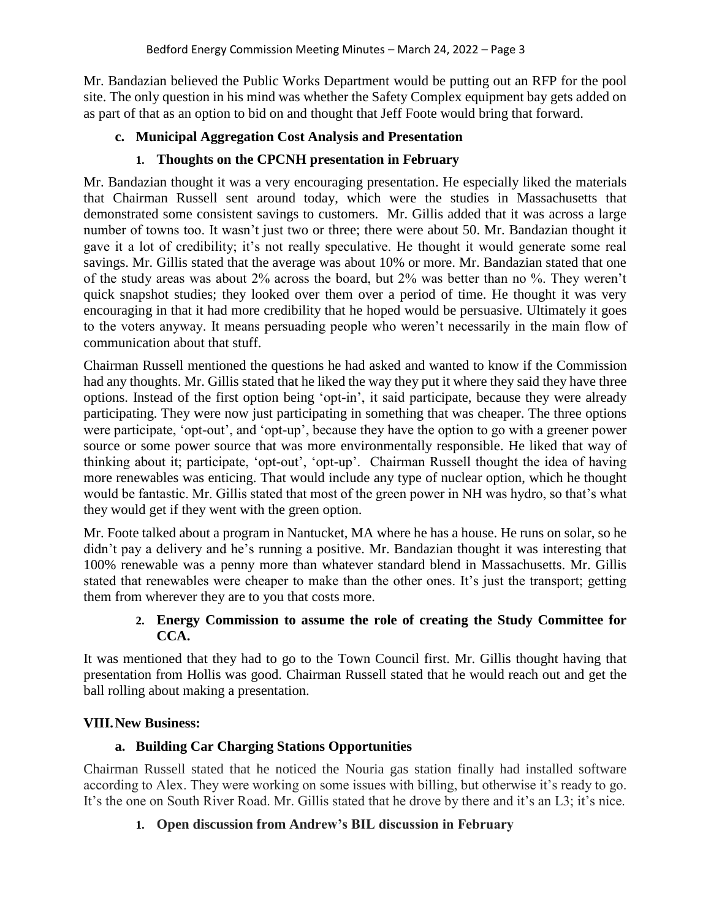Mr. Bandazian believed the Public Works Department would be putting out an RFP for the pool site. The only question in his mind was whether the Safety Complex equipment bay gets added on as part of that as an option to bid on and thought that Jeff Foote would bring that forward.

### c. Municipal Aggregation Cost Analysis and Presentation

#### 1. Thoughts on the CPCNH presentation in February

Mr. Bandazian thought it was a very encouraging presentation. He especially liked the materials that Chairman Russell sent around today, which were the studies in Massachusetts that demonstrated some consistent savings to customers. Mr. Gillis added that it was across a large number of towns too. It wasn't just two or three; there were about 50. Mr. Bandazian thought it gave it a lot of credibility; it's not really speculative. He thought it would generate some real savings. Mr. Gillis stated that the average was about 10% or more. Mr. Bandazian stated that one of the study areas was about 2% across the board, but 2% was better than no %. They weren't quick snapshot studies; they looked over them over a period of time. He thought it was very encouraging in that it had more credibility that he hoped would be persuasive. Ultimately it goes to the voters anyway. It means persuading people who weren't necessarily in the main flow of communication about that stuff.

Chairman Russell mentioned the questions he had asked and wanted to know if the Commission had any thoughts. Mr. Gillis stated that he liked the way they put it where they said they have three options. Instead of the first option being 'opt-in', it said participate, because they were already participating. They were now just participating in something that was cheaper. The three options were participate, 'opt-out', and 'opt-up', because they have the option to go with a greener power source or some power source that was more environmentally responsible. He liked that way of thinking about it; participate, 'opt-out', 'opt-up'. Chairman Russell thought the idea of having more renewables was enticing. That would include any type of nuclear option, which he thought would be fantastic. Mr. Gillis stated that most of the green power in NH was hydro, so that's what they would get if they went with the green option.

Mr. Foote talked about a program in Nantucket, MA where he has a house. He runs on solar, so he didn't pay a delivery and he's running a positive. Mr. Bandazian thought it was interesting that 100% renewable was a penny more than whatever standard blend in Massachusetts. Mr. Gillis stated that renewables were cheaper to make than the other ones. It's just the transport; getting them from wherever they are to you that costs more.

#### 2. Energy Commission to assume the role of creating the Study Committee for CCA.

It was mentioned that they had to go to the Town Council first. Mr. Gillis thought having that presentation from Hollis was good. Chairman Russell stated that he would reach out and get the ball rolling about making a presentation.

## VIII. New Business:

### a. Building Car Charging Stations Opportunities

Chairman Russell stated that he noticed the Nouria gas station finally had installed software according to Alex. They were working on some issues with billing, but otherwise it's ready to go. It's the one on South River Road. Mr. Gillis stated that he drove by there and it's an L3; it's nice.

#### 1. Open discussion from Andrew's BIL discussion in February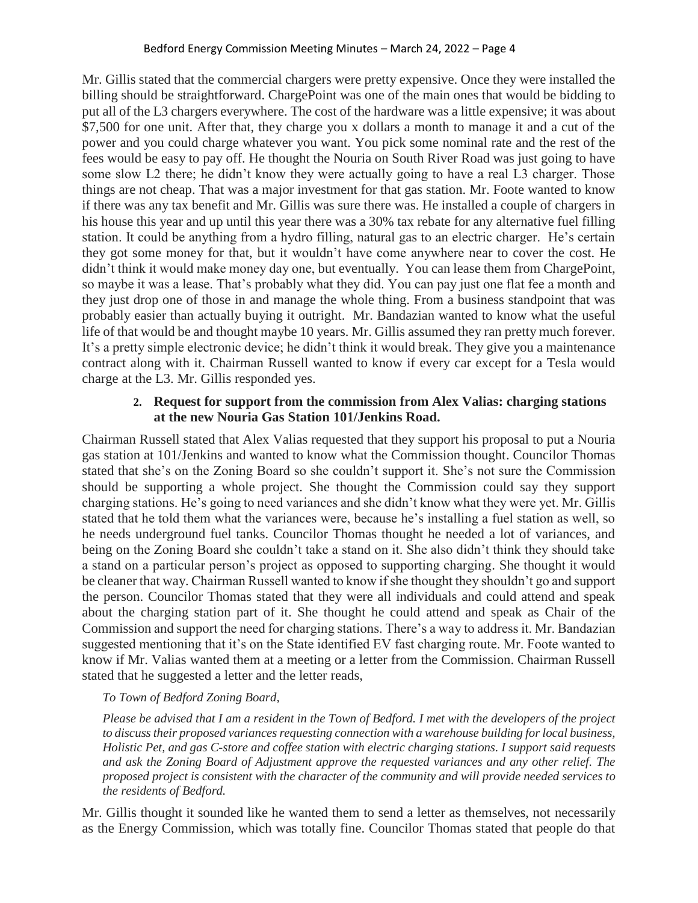Mr. Gillis stated that the commercial chargers were pretty expensive. Once they were installed the billing should be straightforward. ChargePoint was one of the main ones that would be bidding to put all of the L3 chargers everywhere. The cost of the hardware was a little expensive; it was about $7,500 for one unit. After that, they charge you x dollars a month to manage it and a cut of the power and you could charge whatever you want. You pick some nominal rate and the rest of the fees would be easy to pay off. He thought the Nouria on South River Road was just going to have some slow L2 there; he didn't know they were actually going to have a real L3 charger. Those things are not cheap. That was a major investment for that gas station. Mr. Foote wanted to know if there was any tax benefit and Mr. Gillis was sure there was. He installed a couple of chargers in his house this year and up until this year there was a 30% tax rebate for any alternative fuel filling station. It could be anything from a hydro filling, natural gas to an electric charger. He's certain they got some money for that, but it wouldn't have come anywhere near to cover the cost. He didn't think it would make money day one, but eventually. You can lease them from ChargePoint, so maybe it was a lease. That's probably what they did. You can pay just one flat fee a month and they just drop one of those in and manage the whole thing. From a business standpoint that was probably easier than actually buying it outright. Mr. Bandazian wanted to know what the useful life of that would be and thought maybe 10 years. Mr. Gillis assumed they ran pretty much forever. It's a pretty simple electronic device; he didn't think it would break. They give you a maintenance contract along with it. Chairman Russell wanted to know if every car except for a Tesla would charge at the L3. Mr. Gillis responded yes.

2. **Request for support from the commission from Alex Valias: charging stations at the new Nouria Gas Station 101/Jenkins Road.**

Chairman Russell stated that Alex Valias requested that they support his proposal to put a Nouria gas station at 101/Jenkins and wanted to know what the Commission thought. Councilor Thomas stated that she's on the Zoning Board so she couldn't support it. She's not sure the Commission should be supporting a whole project. She thought the Commission could say they support charging stations. He's going to need variances and she didn't know what they were yet. Mr. Gillis stated that he told them what the variances were, because he's installing a fuel station as well, so he needs underground fuel tanks. Councilor Thomas thought he needed a lot of variances, and being on the Zoning Board she couldn't take a stand on it. She also didn't think they should take a stand on a particular person's project as opposed to supporting charging. She thought it would be cleaner that way. Chairman Russell wanted to know if she thought they shouldn't go and support the person. Councilor Thomas stated that they were all individuals and could attend and speak about the charging station part of it. She thought he could attend and speak as Chair of the Commission and support the need for charging stations. There's a way to address it. Mr. Bandazian suggested mentioning that it's on the State identified EV fast charging route. Mr. Foote wanted to know if Mr. Valias wanted them at a meeting or a letter from the Commission. Chairman Russell stated that he suggested a letter and the letter reads,

*To Town of Bedford Zoning Board,*

*Please be advised that I am a resident in the Town of Bedford. I met with the developers of the project to discuss their proposed variances requesting connection with a warehouse building for local business, Holistic Pet, and gas C-store and coffee station with electric charging stations. I support said requests and ask the Zoning Board of Adjustment approve the requested variances and any other relief. The proposed project is consistent with the character of the community and will provide needed services to the residents of Bedford.*

Mr. Gillis thought it sounded like he wanted them to send a letter as themselves, not necessarily as the Energy Commission, which was totally fine. Councilor Thomas stated that people do that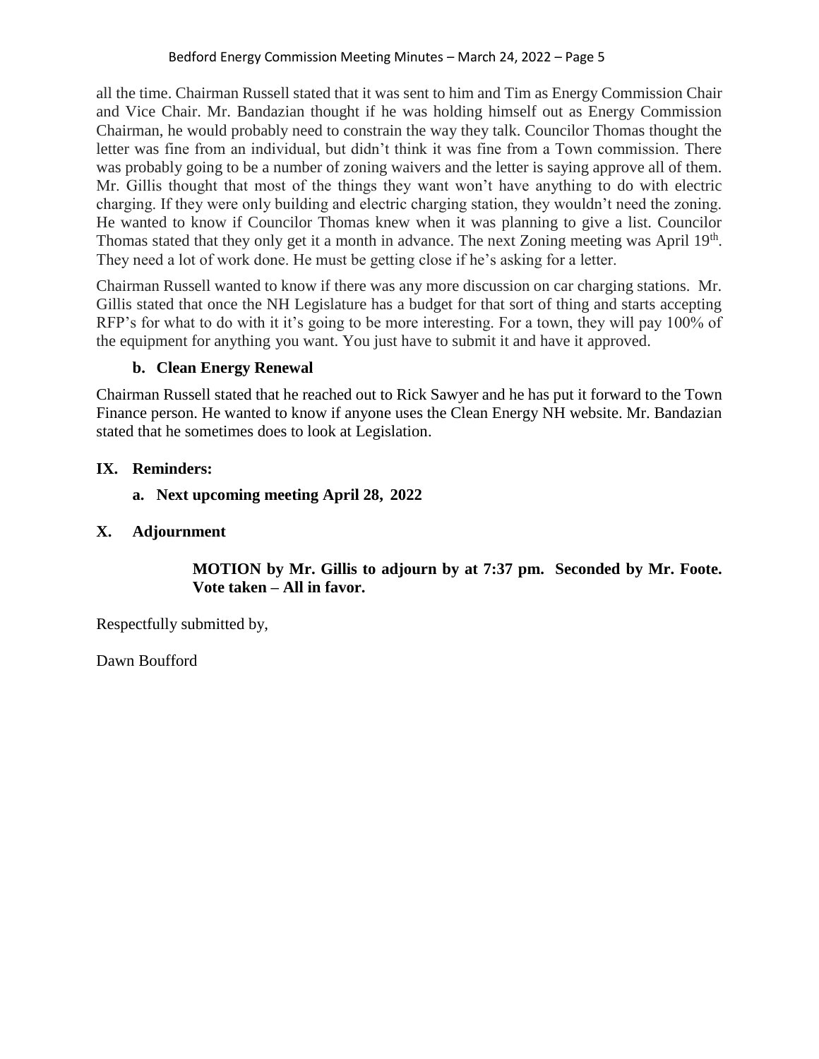all the time. Chairman Russell stated that it was sent to him and Tim as Energy Commission Chair and Vice Chair. Mr. Bandazian thought if he was holding himself out as Energy Commission Chairman, he would probably need to constrain the way they talk. Councilor Thomas thought the letter was fine from an individual, but didn't think it was fine from a Town commission. There was probably going to be a number of zoning waivers and the letter is saying approve all of them. Mr. Gillis thought that most of the things they want won't have anything to do with electric charging. If they were only building and electric charging station, they wouldn't need the zoning. He wanted to know if Councilor Thomas knew when it was planning to give a list. Councilor Thomas stated that they only get it a month in advance. The next Zoning meeting was April 19th. They need a lot of work done. He must be getting close if he's asking for a letter.

Chairman Russell wanted to know if there was any more discussion on car charging stations. Mr. Gillis stated that once the NH Legislature has a budget for that sort of thing and starts accepting RFP's for what to do with it it's going to be more interesting. For a town, they will pay 100% of the equipment for anything you want. You just have to submit it and have it approved.

### b. Clean Energy Renewal

Chairman Russell stated that he reached out to Rick Sawyer and he has put it forward to the Town Finance person. He wanted to know if anyone uses the Clean Energy NH website. Mr. Bandazian stated that he sometimes does to look at Legislation.

## IX. Reminders:

### a. Next upcoming meeting April 28, 2022

## X. Adjournment

**MOTION by Mr. Gillis to adjourn by at 7:37 pm. Seconded by Mr. Foote. Vote taken – All in favor.**

Respectfully submitted by,

Dawn Boufford